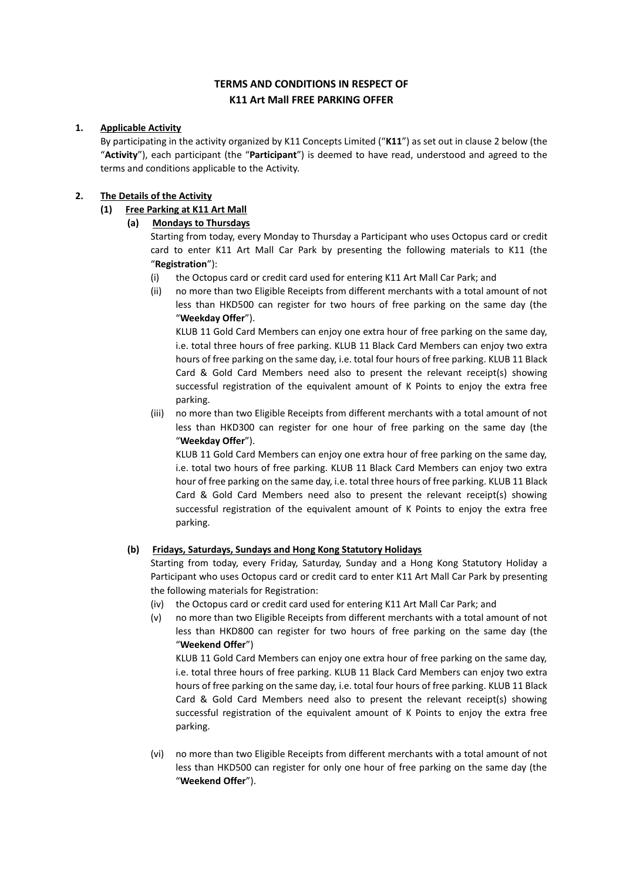# TERMS AND CONDITIONS IN RESPECT OF K11 Art Mall FREE PARKING OFFER

**1. Applicable Activity**

By participating in the activity organized by K11 Concepts Limited ("**K11**") as set out in clause 2 below (the "**Activity**"), each participant (the "**Participant**") is deemed to have read, understood and agreed to the terms and conditions applicable to the Activity.

**2. The Details of the Activity**

**(1) Free Parking at K11 Art Mall**

**(a) Mondays to Thursdays**

Starting from today, every Monday to Thursday a Participant who uses Octopus card or credit card to enter K11 Art Mall Car Park by presenting the following materials to K11 (the "**Registration**"):

(i) the Octopus card or credit card used for entering K11 Art Mall Car Park; and

(ii) no more than two Eligible Receipts from different merchants with a total amount of not less than HKD500 can register for two hours of free parking on the same day (the "**Weekday Offer**").

KLUB 11 Gold Card Members can enjoy one extra hour of free parking on the same day, i.e. total three hours of free parking. KLUB 11 Black Card Members can enjoy two extra hours of free parking on the same day, i.e. total four hours of free parking. KLUB 11 Black Card & Gold Card Members need also to present the relevant receipt(s) showing successful registration of the equivalent amount of K Points to enjoy the extra free parking.

(iii) no more than two Eligible Receipts from different merchants with a total amount of not less than HKD300 can register for one hour of free parking on the same day (the "**Weekday Offer**").

KLUB 11 Gold Card Members can enjoy one extra hour of free parking on the same day, i.e. total two hours of free parking. KLUB 11 Black Card Members can enjoy two extra hour of free parking on the same day, i.e. total three hours of free parking. KLUB 11 Black Card & Gold Card Members need also to present the relevant receipt(s) showing successful registration of the equivalent amount of K Points to enjoy the extra free parking.

**(b) Fridays, Saturdays, Sundays and Hong Kong Statutory Holidays**

Starting from today, every Friday, Saturday, Sunday and a Hong Kong Statutory Holiday a Participant who uses Octopus card or credit card to enter K11 Art Mall Car Park by presenting the following materials for Registration:

(iv) the Octopus card or credit card used for entering K11 Art Mall Car Park; and

(v) no more than two Eligible Receipts from different merchants with a total amount of not less than HKD800 can register for two hours of free parking on the same day (the "**Weekend Offer**")

KLUB 11 Gold Card Members can enjoy one extra hour of free parking on the same day, i.e. total three hours of free parking. KLUB 11 Black Card Members can enjoy two extra hours of free parking on the same day, i.e. total four hours of free parking. KLUB 11 Black Card & Gold Card Members need also to present the relevant receipt(s) showing successful registration of the equivalent amount of K Points to enjoy the extra free parking.

(vi) no more than two Eligible Receipts from different merchants with a total amount of not less than HKD500 can register for only one hour of free parking on the same day (the "**Weekend Offer**").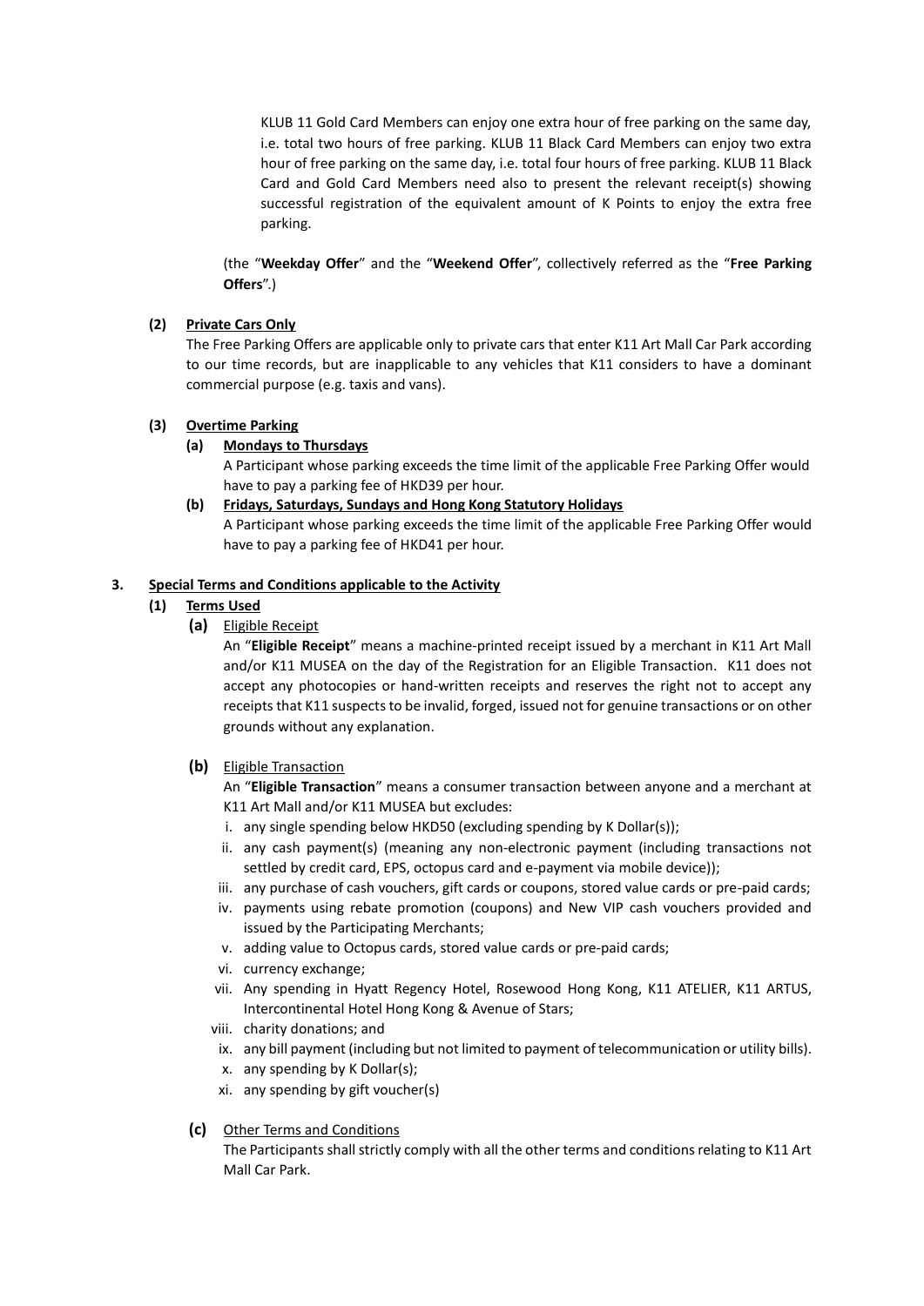KLUB 11 Gold Card Members can enjoy one extra hour of free parking on the same day, i.e. total two hours of free parking. KLUB 11 Black Card Members can enjoy two extra hour of free parking on the same day, i.e. total four hours of free parking. KLUB 11 Black Card and Gold Card Members need also to present the relevant receipt(s) showing successful registration of the equivalent amount of K Points to enjoy the extra free parking.

(the "**Weekday Offer**" and the "**Weekend Offer**", collectively referred as the "**Free Parking Offers**".)

**(2) Private Cars Only**

The Free Parking Offers are applicable only to private cars that enter K11 Art Mall Car Park according to our time records, but are inapplicable to any vehicles that K11 considers to have a dominant commercial purpose (e.g. taxis and vans).

**(3) Overtime Parking**

**(a) Mondays to Thursdays**

A Participant whose parking exceeds the time limit of the applicable Free Parking Offer would have to pay a parking fee of HKD39 per hour.

**(b) Fridays, Saturdays, Sundays and Hong Kong Statutory Holidays**

A Participant whose parking exceeds the time limit of the applicable Free Parking Offer would have to pay a parking fee of HKD41 per hour.

## 3. Special Terms and Conditions applicable to the Activity

**(1) Terms Used**

**(a)** Eligible Receipt

An "**Eligible Receipt**" means a machine-printed receipt issued by a merchant in K11 Art Mall and/or K11 MUSEA on the day of the Registration for an Eligible Transaction. K11 does not accept any photocopies or hand-written receipts and reserves the right not to accept any receipts that K11 suspects to be invalid, forged, issued not for genuine transactions or on other grounds without any explanation.

**(b)** Eligible Transaction

An "**Eligible Transaction**" means a consumer transaction between anyone and a merchant at K11 Art Mall and/or K11 MUSEA but excludes:

i. any single spending below HKD50 (excluding spending by K Dollar(s));
ii. any cash payment(s) (meaning any non-electronic payment (including transactions not settled by credit card, EPS, octopus card and e-payment via mobile device));
iii. any purchase of cash vouchers, gift cards or coupons, stored value cards or pre-paid cards;
iv. payments using rebate promotion (coupons) and New VIP cash vouchers provided and issued by the Participating Merchants;
v. adding value to Octopus cards, stored value cards or pre-paid cards;
vi. currency exchange;
vii. Any spending in Hyatt Regency Hotel, Rosewood Hong Kong, K11 ATELIER, K11 ARTUS, Intercontinental Hotel Hong Kong & Avenue of Stars;
viii. charity donations; and
ix. any bill payment (including but not limited to payment of telecommunication or utility bills).
x. any spending by K Dollar(s);
xi. any spending by gift voucher(s)

**(c)** Other Terms and Conditions

The Participants shall strictly comply with all the other terms and conditions relating to K11 Art Mall Car Park.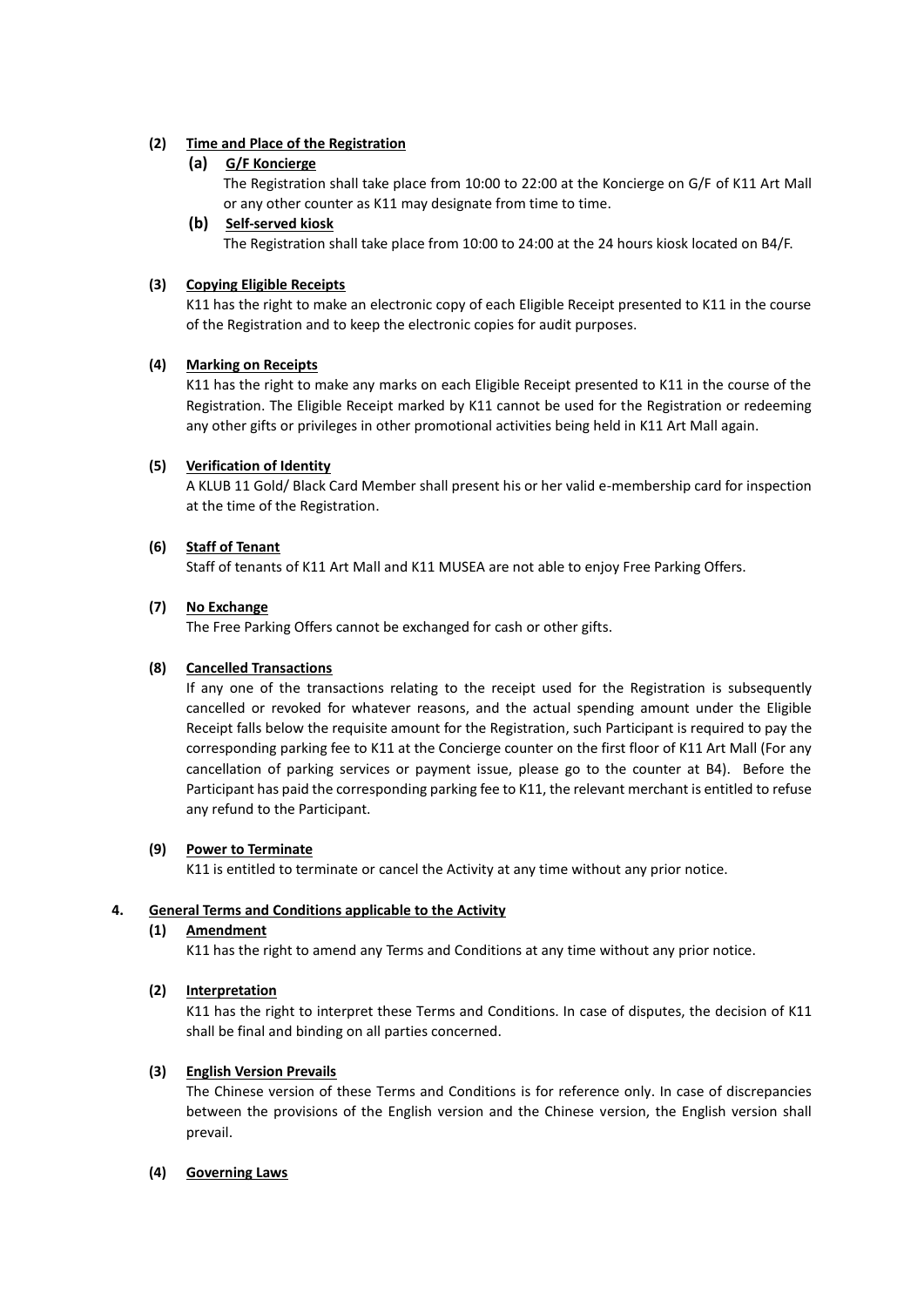**(2) Time and Place of the Registration**

**(a) G/F Koncierge**

The Registration shall take place from 10:00 to 22:00 at the Koncierge on G/F of K11 Art Mall or any other counter as K11 may designate from time to time.

**(b) Self-served kiosk**

The Registration shall take place from 10:00 to 24:00 at the 24 hours kiosk located on B4/F.

**(3) Copying Eligible Receipts**

K11 has the right to make an electronic copy of each Eligible Receipt presented to K11 in the course of the Registration and to keep the electronic copies for audit purposes.

**(4) Marking on Receipts**

K11 has the right to make any marks on each Eligible Receipt presented to K11 in the course of the Registration. The Eligible Receipt marked by K11 cannot be used for the Registration or redeeming any other gifts or privileges in other promotional activities being held in K11 Art Mall again.

**(5) Verification of Identity**

A KLUB 11 Gold/ Black Card Member shall present his or her valid e-membership card for inspection at the time of the Registration.

**(6) Staff of Tenant**

Staff of tenants of K11 Art Mall and K11 MUSEA are not able to enjoy Free Parking Offers.

**(7) No Exchange**

The Free Parking Offers cannot be exchanged for cash or other gifts.

**(8) Cancelled Transactions**

If any one of the transactions relating to the receipt used for the Registration is subsequently cancelled or revoked for whatever reasons, and the actual spending amount under the Eligible Receipt falls below the requisite amount for the Registration, such Participant is required to pay the corresponding parking fee to K11 at the Concierge counter on the first floor of K11 Art Mall (For any cancellation of parking services or payment issue, please go to the counter at B4). Before the Participant has paid the corresponding parking fee to K11, the relevant merchant is entitled to refuse any refund to the Participant.

**(9) Power to Terminate**

K11 is entitled to terminate or cancel the Activity at any time without any prior notice.

**4. General Terms and Conditions applicable to the Activity**

**(1) Amendment**

K11 has the right to amend any Terms and Conditions at any time without any prior notice.

**(2) Interpretation**

K11 has the right to interpret these Terms and Conditions. In case of disputes, the decision of K11 shall be final and binding on all parties concerned.

**(3) English Version Prevails**

The Chinese version of these Terms and Conditions is for reference only. In case of discrepancies between the provisions of the English version and the Chinese version, the English version shall prevail.

**(4) Governing Laws**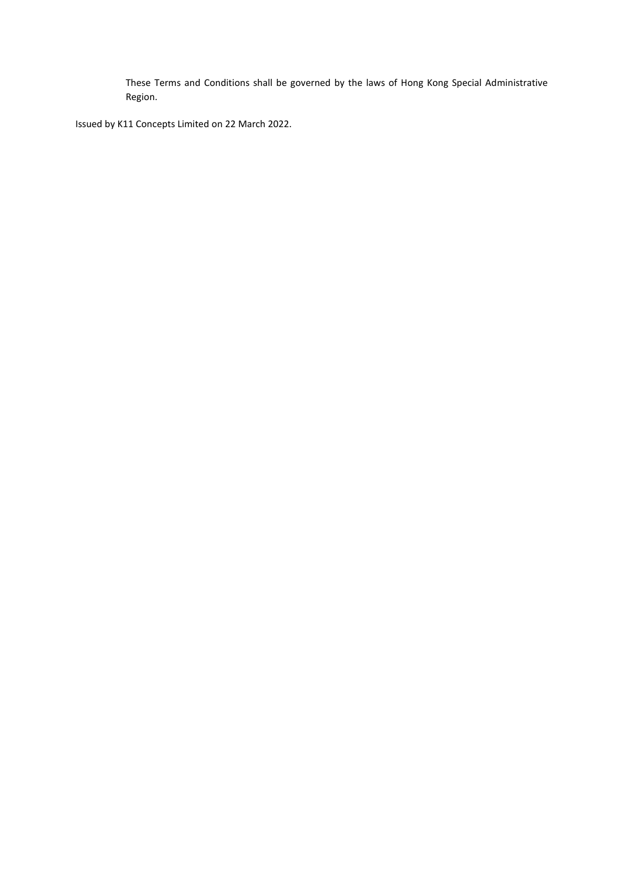These Terms and Conditions shall be governed by the laws of Hong Kong Special Administrative Region.

Issued by K11 Concepts Limited on 22 March 2022.